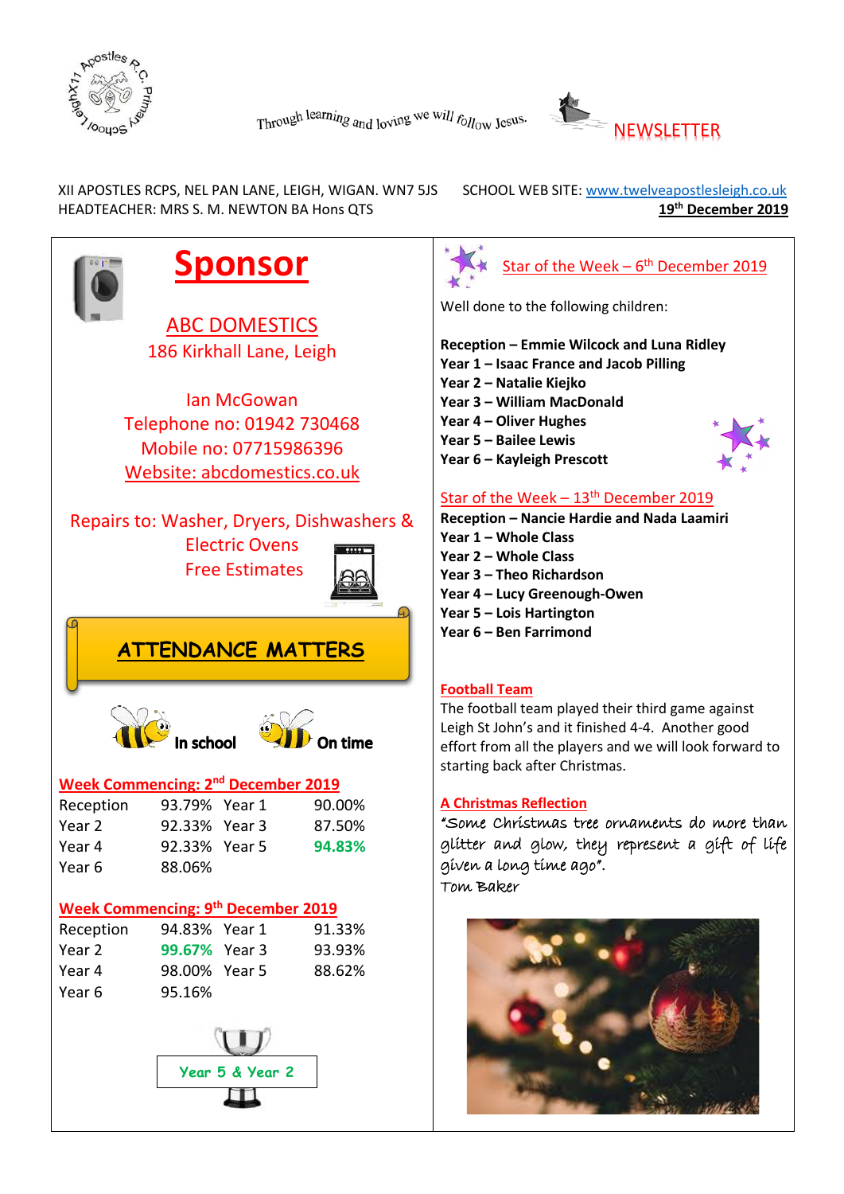Through learning and loving we will follow Jesus.

# NEWSLETTER

XII APOSTLES RCPS, NEL PAN LANE, LEIGH, WIGAN. WN7 5JS
HEADTEACHER: MRS S. M. NEWTON BA Hons QTS

SCHOOL WEB SITE: www.twelveapostlesleigh.co.uk
**19th December 2019**

## Sponsor

ABC DOMESTICS
186 Kirkhall Lane, Leigh

Ian McGowan
Telephone no: 01942 730468
Mobile no: 07715986396
Website: abcdomestics.co.uk

Repairs to: Washer, Dryers, Dishwashers & Electric Ovens
Free Estimates

## ATTENDANCE MATTERS

**In school** **On time**

### Week Commencing: 2nd December 2019

| | | | |
|---|---|---|---|
| Reception | 93.79% | Year 1 | 90.00% |
| Year 2 | 92.33% | Year 3 | 87.50% |
| Year 4 | 92.33% | Year 5 | **94.83%** |
| Year 6 | 88.06% | | |

### Week Commencing: 9th December 2019

| | | | |
|---|---|---|---|
| Reception | 94.83% | Year 1 | 91.33% |
| Year 2 | **99.67%** | Year 3 | 93.93% |
| Year 4 | 98.00% | Year 5 | 88.62% |
| Year 6 | 95.16% | | |

**Year 5 & Year 2**

### Star of the Week – 6th December 2019

Well done to the following children:

**Reception – Emmie Wilcock and Luna Ridley**
**Year 1 – Isaac France and Jacob Pilling**
**Year 2 – Natalie Kiejko**
**Year 3 – William MacDonald**
**Year 4 – Oliver Hughes**
**Year 5 – Bailee Lewis**
**Year 6 – Kayleigh Prescott**

### Star of the Week – 13th December 2019

**Reception – Nancie Hardie and Nada Laamiri**
**Year 1 – Whole Class**
**Year 2 – Whole Class**
**Year 3 – Theo Richardson**
**Year 4 – Lucy Greenough-Owen**
**Year 5 – Lois Hartington**
**Year 6 – Ben Farrimond**

### Football Team

The football team played their third game against Leigh St John's and it finished 4-4. Another good effort from all the players and we will look forward to starting back after Christmas.

### A Christmas Reflection

"Some Christmas tree ornaments do more than glitter and glow, they represent a gift of life given a long time ago".
Tom Baker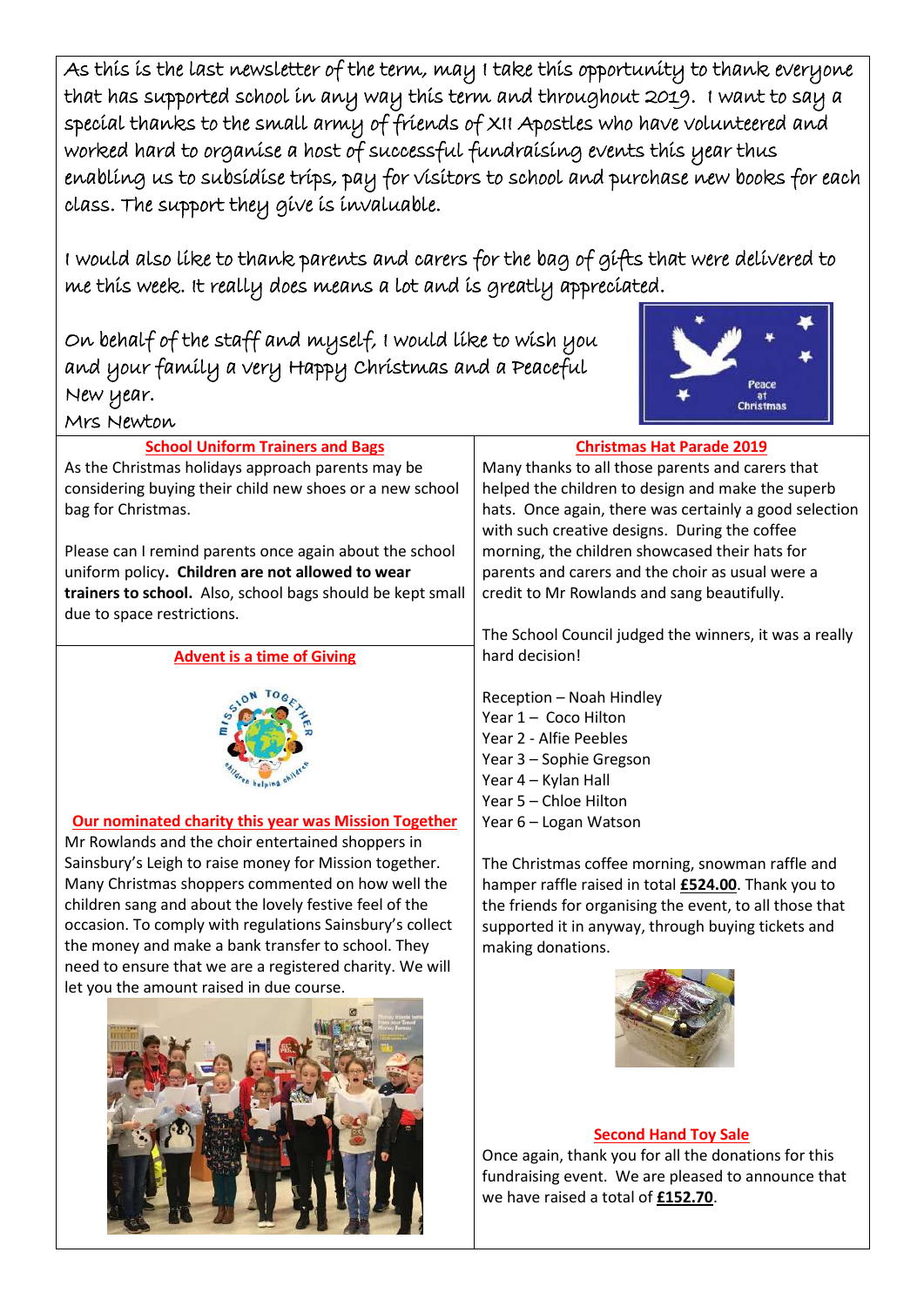As this is the last newsletter of the term, may I take this opportunity to thank everyone that has supported school in any way this term and throughout 2019. I want to say a special thanks to the small army of friends of XII Apostles who have volunteered and worked hard to organise a host of successful fundraising events this year thus enabling us to subsidise trips, pay for visitors to school and purchase new books for each class. The support they give is invaluable.

I would also like to thank parents and carers for the bag of gifts that were delivered to me this week. It really does means a lot and is greatly appreciated.

On behalf of the staff and myself, I would like to wish you and your family a very Happy Christmas and a Peaceful New year.

Mrs Newton

## School Uniform Trainers and Bags

As the Christmas holidays approach parents may be considering buying their child new shoes or a new school bag for Christmas.

Please can I remind parents once again about the school uniform policy**. Children are not allowed to wear trainers to school.** Also, school bags should be kept small due to space restrictions.

## Advent is a time of Giving

## Our nominated charity this year was Mission Together

Mr Rowlands and the choir entertained shoppers in Sainsbury's Leigh to raise money for Mission together. Many Christmas shoppers commented on how well the children sang and about the lovely festive feel of the occasion. To comply with regulations Sainsbury's collect the money and make a bank transfer to school. They need to ensure that we are a registered charity. We will let you the amount raised in due course.

## Christmas Hat Parade 2019

Many thanks to all those parents and carers that helped the children to design and make the superb hats. Once again, there was certainly a good selection with such creative designs. During the coffee morning, the children showcased their hats for parents and carers and the choir as usual were a credit to Mr Rowlands and sang beautifully.

The School Council judged the winners, it was a really hard decision!

Reception – Noah Hindley
Year 1 – Coco Hilton
Year 2 - Alfie Peebles
Year 3 – Sophie Gregson
Year 4 – Kylan Hall
Year 5 – Chloe Hilton
Year 6 – Logan Watson

The Christmas coffee morning, snowman raffle and hamper raffle raised in total **£524.00**. Thank you to the friends for organising the event, to all those that supported it in anyway, through buying tickets and making donations.

## Second Hand Toy Sale

Once again, thank you for all the donations for this fundraising event. We are pleased to announce that we have raised a total of **£152.70**.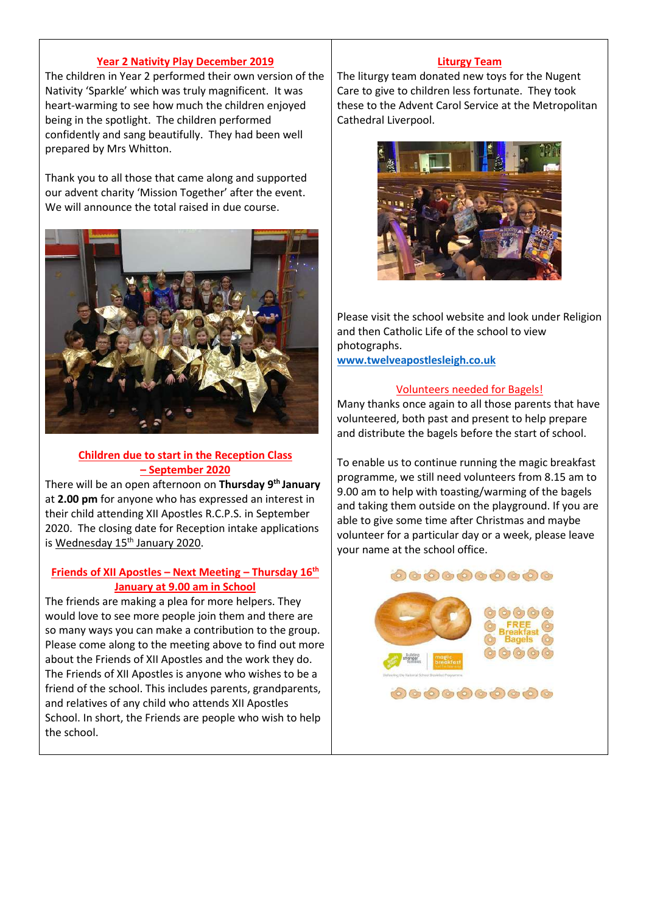## Year 2 Nativity Play December 2019

The children in Year 2 performed their own version of the Nativity 'Sparkle' which was truly magnificent. It was heart-warming to see how much the children enjoyed being in the spotlight. The children performed confidently and sang beautifully. They had been well prepared by Mrs Whitton.

Thank you to all those that came along and supported our advent charity 'Mission Together' after the event. We will announce the total raised in due course.

## Children due to start in the Reception Class – September 2020

There will be an open afternoon on **Thursday 9th January** at **2.00 pm** for anyone who has expressed an interest in their child attending XII Apostles R.C.P.S. in September 2020. The closing date for Reception intake applications is Wednesday 15th January 2020.

## Friends of XII Apostles – Next Meeting – Thursday 16th January at 9.00 am in School

The friends are making a plea for more helpers. They would love to see more people join them and there are so many ways you can make a contribution to the group. Please come along to the meeting above to find out more about the Friends of XII Apostles and the work they do. The Friends of XII Apostles is anyone who wishes to be a friend of the school. This includes parents, grandparents, and relatives of any child who attends XII Apostles School. In short, the Friends are people who wish to help the school.

## Liturgy Team

The liturgy team donated new toys for the Nugent Care to give to children less fortunate. They took these to the Advent Carol Service at the Metropolitan Cathedral Liverpool.

Please visit the school website and look under Religion and then Catholic Life of the school to view photographs.

**www.twelveapostlesleigh.co.uk**

## Volunteers needed for Bagels!

Many thanks once again to all those parents that have volunteered, both past and present to help prepare and distribute the bagels before the start of school.

To enable us to continue running the magic breakfast programme, we still need volunteers from 8.15 am to 9.00 am to help with toasting/warming of the bagels and taking them outside on the playground. If you are able to give some time after Christmas and maybe volunteer for a particular day or a week, please leave your name at the school office.

FREE Breakfast Bagels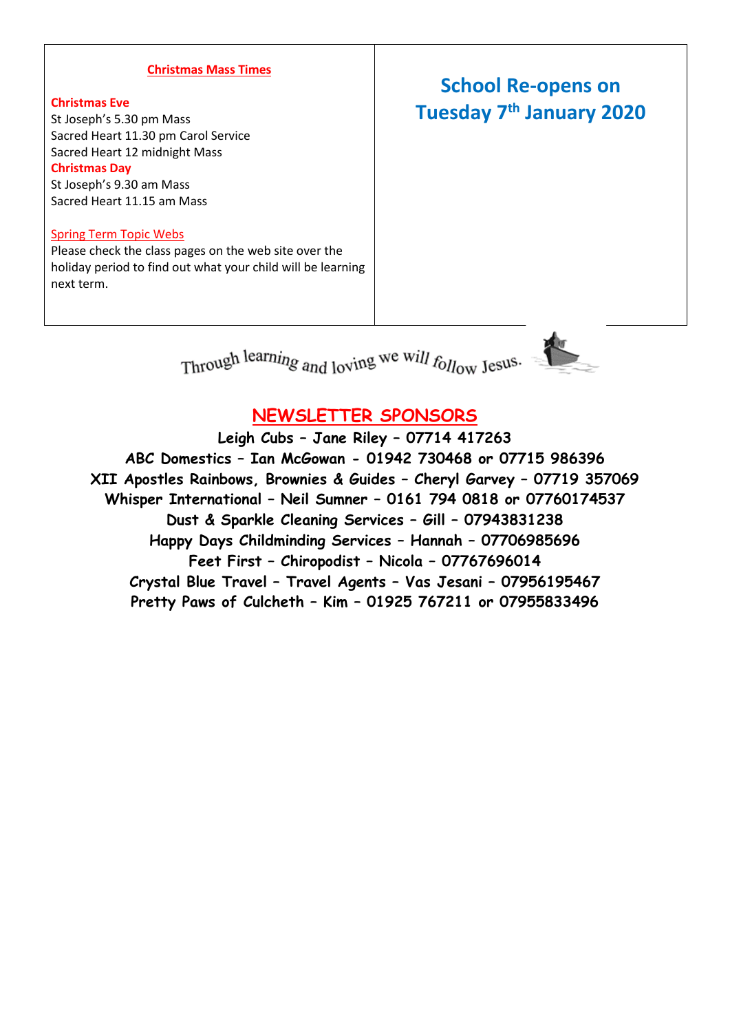**Christmas Mass Times**

**Christmas Eve**
St Joseph's 5.30 pm Mass
Sacred Heart 11.30 pm Carol Service
Sacred Heart 12 midnight Mass

**Christmas Day**
St Joseph's 9.30 am Mass
Sacred Heart 11.15 am Mass

Spring Term Topic Webs

Please check the class pages on the web site over the holiday period to find out what your child will be learning next term.

## School Re-opens on Tuesday 7th January 2020

Through learning and loving we will follow Jesus.

## NEWSLETTER SPONSORS

**Leigh Cubs – Jane Riley – 07714 417263**
**ABC Domestics – Ian McGowan - 01942 730468 or 07715 986396**
**XII Apostles Rainbows, Brownies & Guides – Cheryl Garvey – 07719 357069**
**Whisper International – Neil Sumner – 0161 794 0818 or 07760174537**
**Dust & Sparkle Cleaning Services – Gill – 07943831238**
**Happy Days Childminding Services – Hannah – 07706985696**
**Feet First – Chiropodist – Nicola – 07767696014**
**Crystal Blue Travel – Travel Agents – Vas Jesani – 07956195467**
**Pretty Paws of Culcheth – Kim – 01925 767211 or 07955833496**